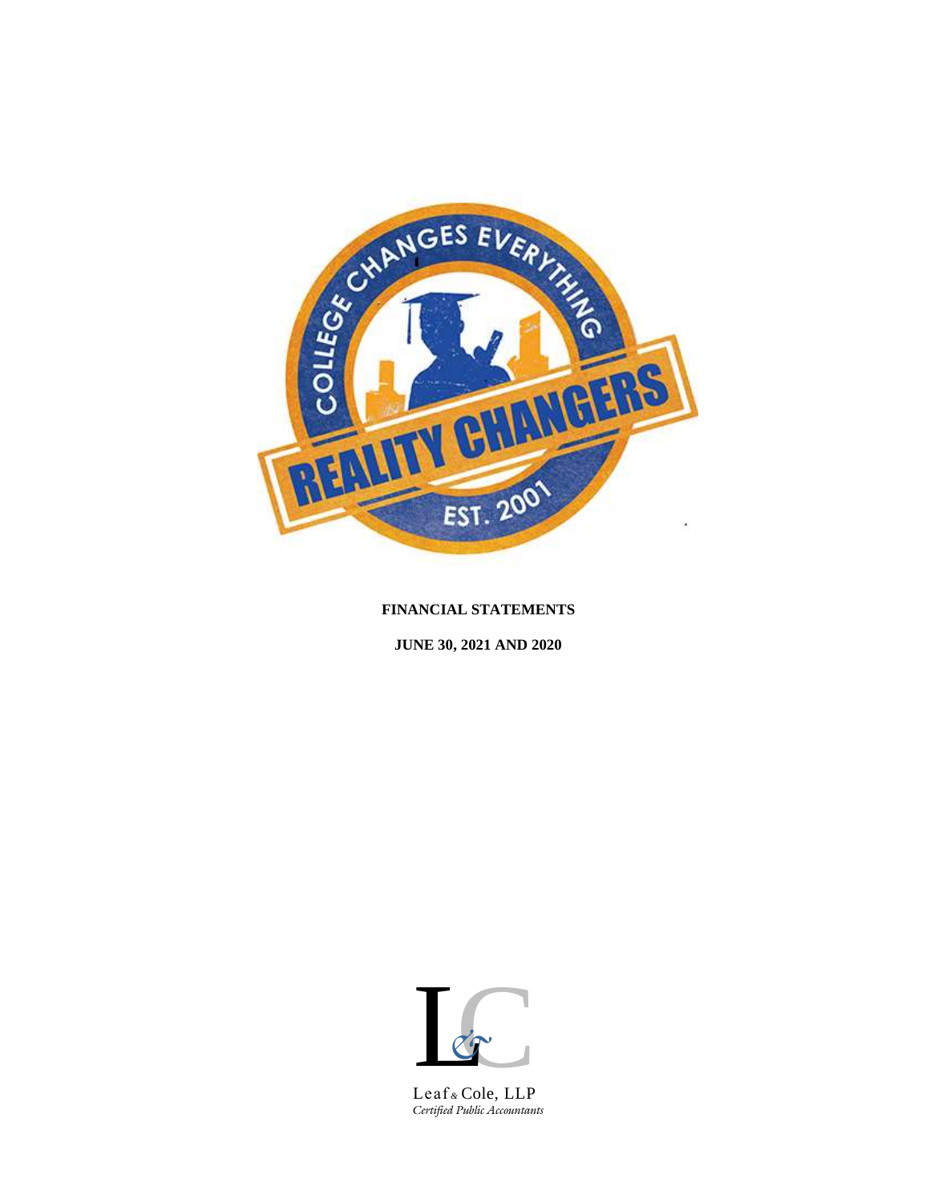**FINANCIAL STATEMENTS**

**JUNE 30, 2021 AND 2020**

Leaf & Cole, LLP
*Certified Public Accountants*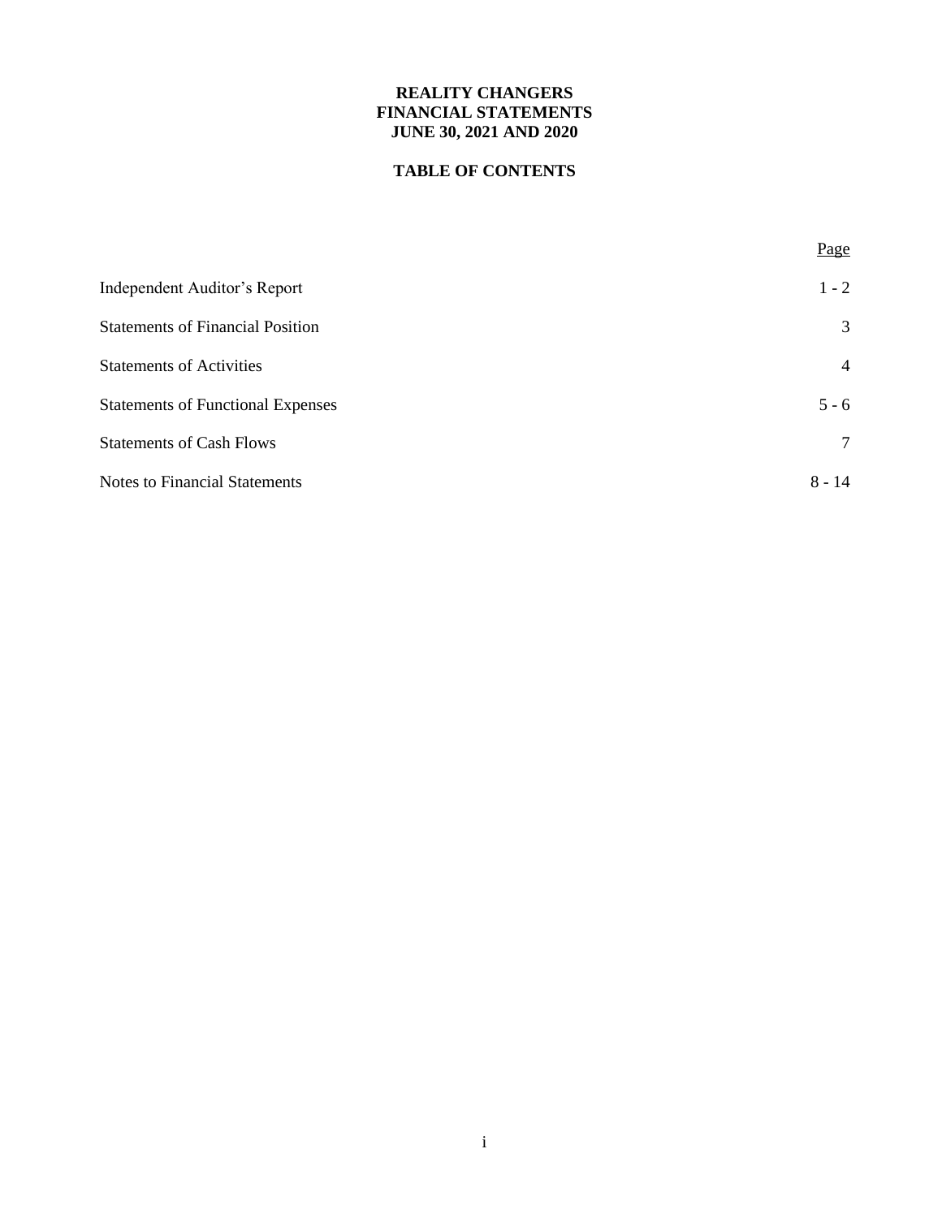**REALITY CHANGERS**
**FINANCIAL STATEMENTS**
**JUNE 30, 2021 AND 2020**

**TABLE OF CONTENTS**

| | Page |
|---|---|
| Independent Auditor's Report | 1 - 2 |
| Statements of Financial Position | 3 |
| Statements of Activities | 4 |
| Statements of Functional Expenses | 5 - 6 |
| Statements of Cash Flows | 7 |
| Notes to Financial Statements | 8 - 14 |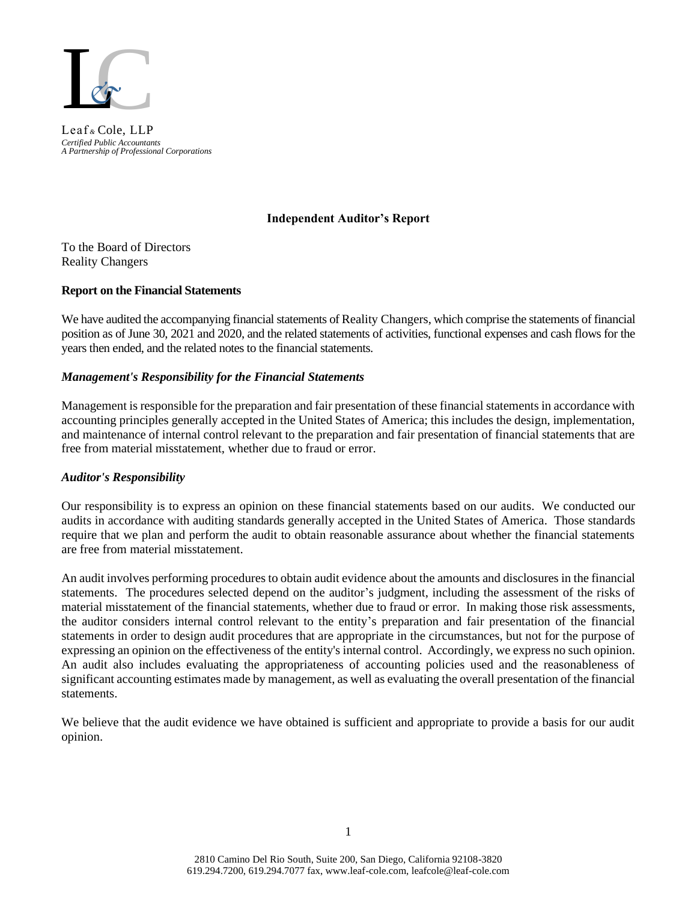Leaf & Cole, LLP
*Certified Public Accountants*
*A Partnership of Professional Corporations*

## Independent Auditor's Report

To the Board of Directors
Reality Changers

### Report on the Financial Statements

We have audited the accompanying financial statements of Reality Changers, which comprise the statements of financial position as of June 30, 2021 and 2020, and the related statements of activities, functional expenses and cash flows for the years then ended, and the related notes to the financial statements.

***Management's Responsibility for the Financial Statements***

Management is responsible for the preparation and fair presentation of these financial statements in accordance with accounting principles generally accepted in the United States of America; this includes the design, implementation, and maintenance of internal control relevant to the preparation and fair presentation of financial statements that are free from material misstatement, whether due to fraud or error.

***Auditor's Responsibility***

Our responsibility is to express an opinion on these financial statements based on our audits. We conducted our audits in accordance with auditing standards generally accepted in the United States of America. Those standards require that we plan and perform the audit to obtain reasonable assurance about whether the financial statements are free from material misstatement.

An audit involves performing procedures to obtain audit evidence about the amounts and disclosures in the financial statements. The procedures selected depend on the auditor's judgment, including the assessment of the risks of material misstatement of the financial statements, whether due to fraud or error. In making those risk assessments, the auditor considers internal control relevant to the entity's preparation and fair presentation of the financial statements in order to design audit procedures that are appropriate in the circumstances, but not for the purpose of expressing an opinion on the effectiveness of the entity's internal control. Accordingly, we express no such opinion. An audit also includes evaluating the appropriateness of accounting policies used and the reasonableness of significant accounting estimates made by management, as well as evaluating the overall presentation of the financial statements.

We believe that the audit evidence we have obtained is sufficient and appropriate to provide a basis for our audit opinion.

2810 Camino Del Rio South, Suite 200, San Diego, California 92108-3820
619.294.7200, 619.294.7077 fax, www.leaf-cole.com, leafcole@leaf-cole.com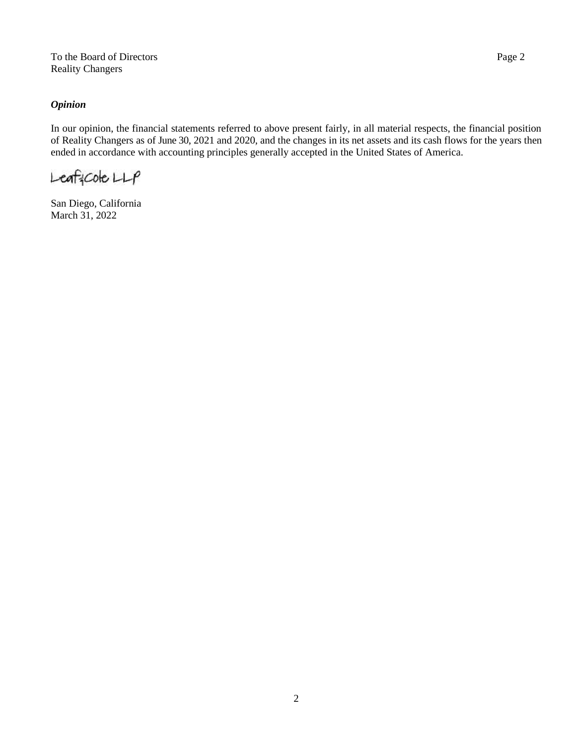To the Board of Directors
Reality Changers

***Opinion***

In our opinion, the financial statements referred to above present fairly, in all material respects, the financial position of Reality Changers as of June 30, 2021 and 2020, and the changes in its net assets and its cash flows for the years then ended in accordance with accounting principles generally accepted in the United States of America.

Leaf & Cole LLP

San Diego, California
March 31, 2022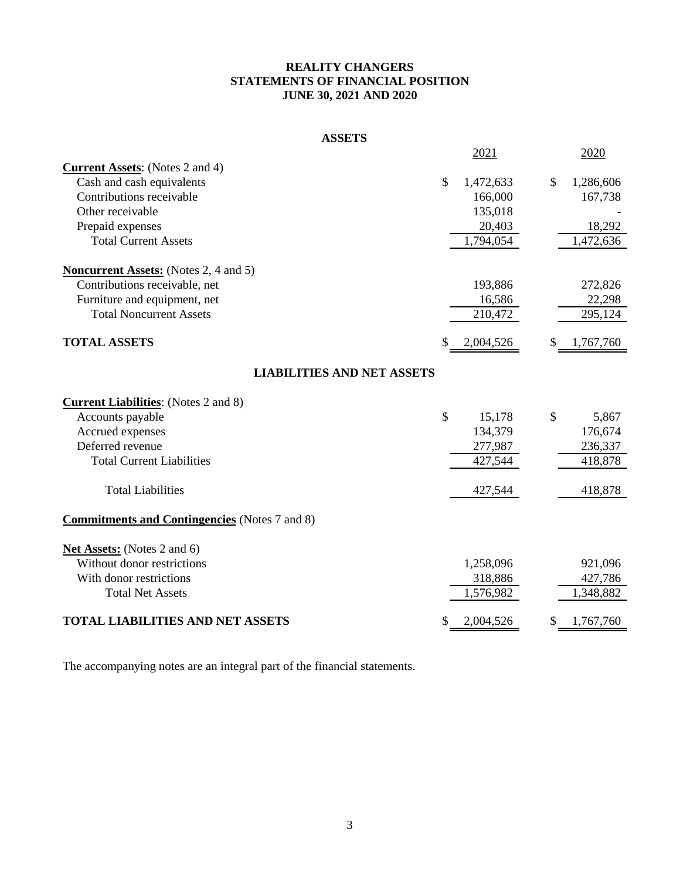# REALITY CHANGERS
## STATEMENTS OF FINANCIAL POSITION
### JUNE 30, 2021 AND 2020

**ASSETS**

| | 2021 | 2020 |
|---|---|---|
| **Current Assets**: (Notes 2 and 4) | | |
| Cash and cash equivalents | $ 1,472,633 | $ 1,286,606 |
| Contributions receivable | 166,000 | 167,738 |
| Other receivable | 135,018 | - |
| Prepaid expenses | 20,403 | 18,292 |
| Total Current Assets | 1,794,054 | 1,472,636 |
| **Noncurrent Assets:** (Notes 2, 4 and 5) | | |
| Contributions receivable, net | 193,886 | 272,826 |
| Furniture and equipment, net | 16,586 | 22,298 |
| Total Noncurrent Assets | 210,472 | 295,124 |
| **TOTAL ASSETS** | $ 2,004,526 | $ 1,767,760 |

**LIABILITIES AND NET ASSETS**

| | 2021 | 2020 |
|---|---|---|
| **Current Liabilities**: (Notes 2 and 8) | | |
| Accounts payable | $ 15,178 | $ 5,867 |
| Accrued expenses | 134,379 | 176,674 |
| Deferred revenue | 277,987 | 236,337 |
| Total Current Liabilities | 427,544 | 418,878 |
| Total Liabilities | 427,544 | 418,878 |
| **Commitments and Contingencies** (Notes 7 and 8) | | |
| **Net Assets:** (Notes 2 and 6) | | |
| Without donor restrictions | 1,258,096 | 921,096 |
| With donor restrictions | 318,886 | 427,786 |
| Total Net Assets | 1,576,982 | 1,348,882 |
| **TOTAL LIABILITIES AND NET ASSETS** | $ 2,004,526 | $ 1,767,760 |

The accompanying notes are an integral part of the financial statements.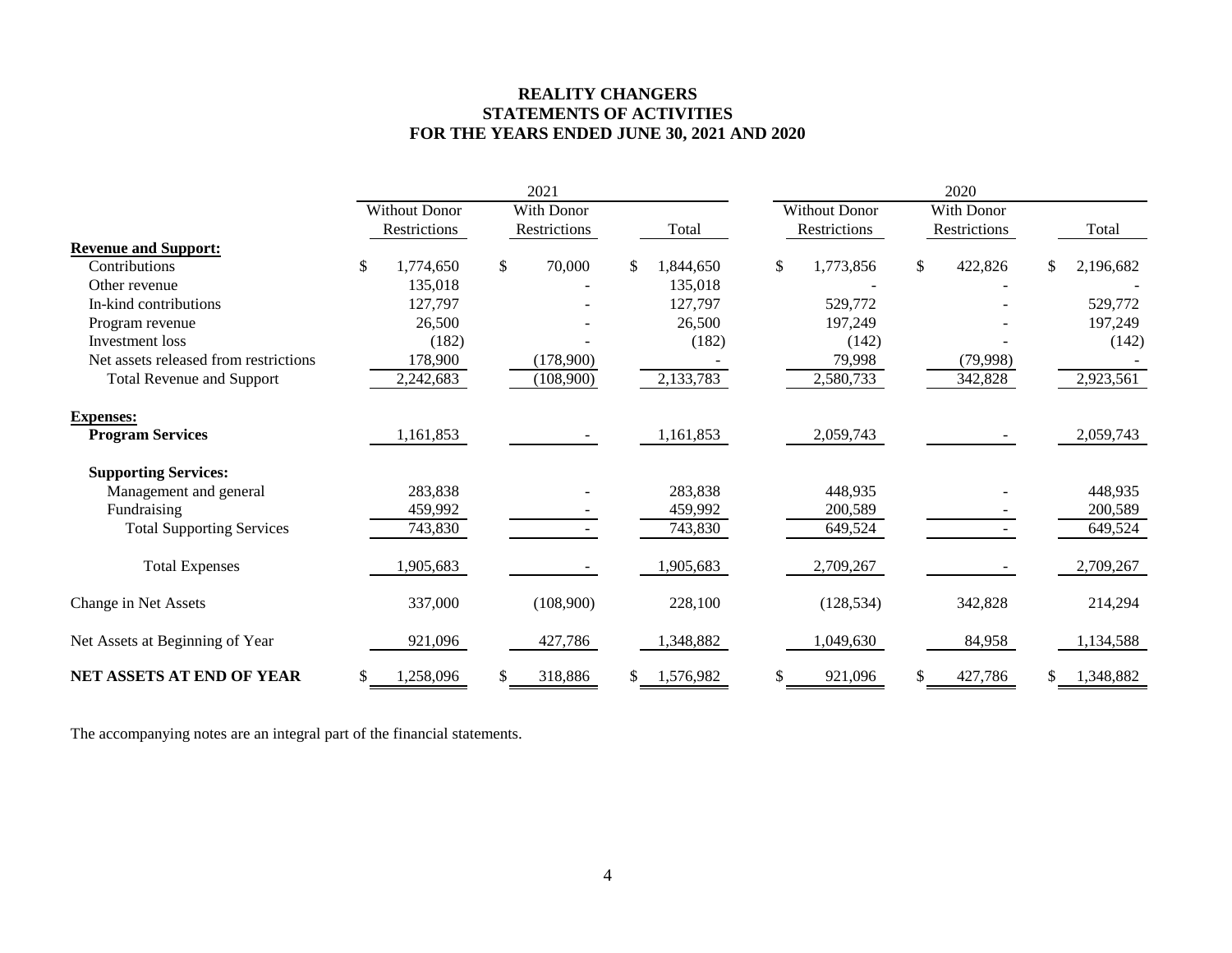**REALITY CHANGERS**
**STATEMENTS OF ACTIVITIES**
**FOR THE YEARS ENDED JUNE 30, 2021 AND 2020**

| | 2021 | | | 2020 | | |
|---|---|---|---|---|---|---|
| | Without Donor Restrictions | With Donor Restrictions | Total | Without Donor Restrictions | With Donor Restrictions | Total |
| **Revenue and Support:** | | | | | | |
| Contributions | $ 1,774,650 | $ 70,000 | $ 1,844,650 | $ 1,773,856 | $ 422,826 | $ 2,196,682 |
| Other revenue | 135,018 | - | 135,018 | - | - | - |
| In-kind contributions | 127,797 | - | 127,797 | 529,772 | - | 529,772 |
| Program revenue | 26,500 | - | 26,500 | 197,249 | - | 197,249 |
| Investment loss | (182) | - | (182) | (142) | - | (142) |
| Net assets released from restrictions | 178,900 | (178,900) | - | 79,998 | (79,998) | - |
| Total Revenue and Support | 2,242,683 | (108,900) | 2,133,783 | 2,580,733 | 342,828 | 2,923,561 |
| **Expenses:** | | | | | | |
| **Program Services** | 1,161,853 | - | 1,161,853 | 2,059,743 | - | 2,059,743 |
| **Supporting Services:** | | | | | | |
| Management and general | 283,838 | - | 283,838 | 448,935 | - | 448,935 |
| Fundraising | 459,992 | - | 459,992 | 200,589 | - | 200,589 |
| Total Supporting Services | 743,830 | - | 743,830 | 649,524 | - | 649,524 |
| Total Expenses | 1,905,683 | - | 1,905,683 | 2,709,267 | - | 2,709,267 |
| Change in Net Assets | 337,000 | (108,900) | 228,100 | (128,534) | 342,828 | 214,294 |
| Net Assets at Beginning of Year | 921,096 | 427,786 | 1,348,882 | 1,049,630 | 84,958 | 1,134,588 |
| **NET ASSETS AT END OF YEAR** | $ 1,258,096 | $ 318,886 | $ 1,576,982 | $ 921,096 | $ 427,786 | $ 1,348,882 |

The accompanying notes are an integral part of the financial statements.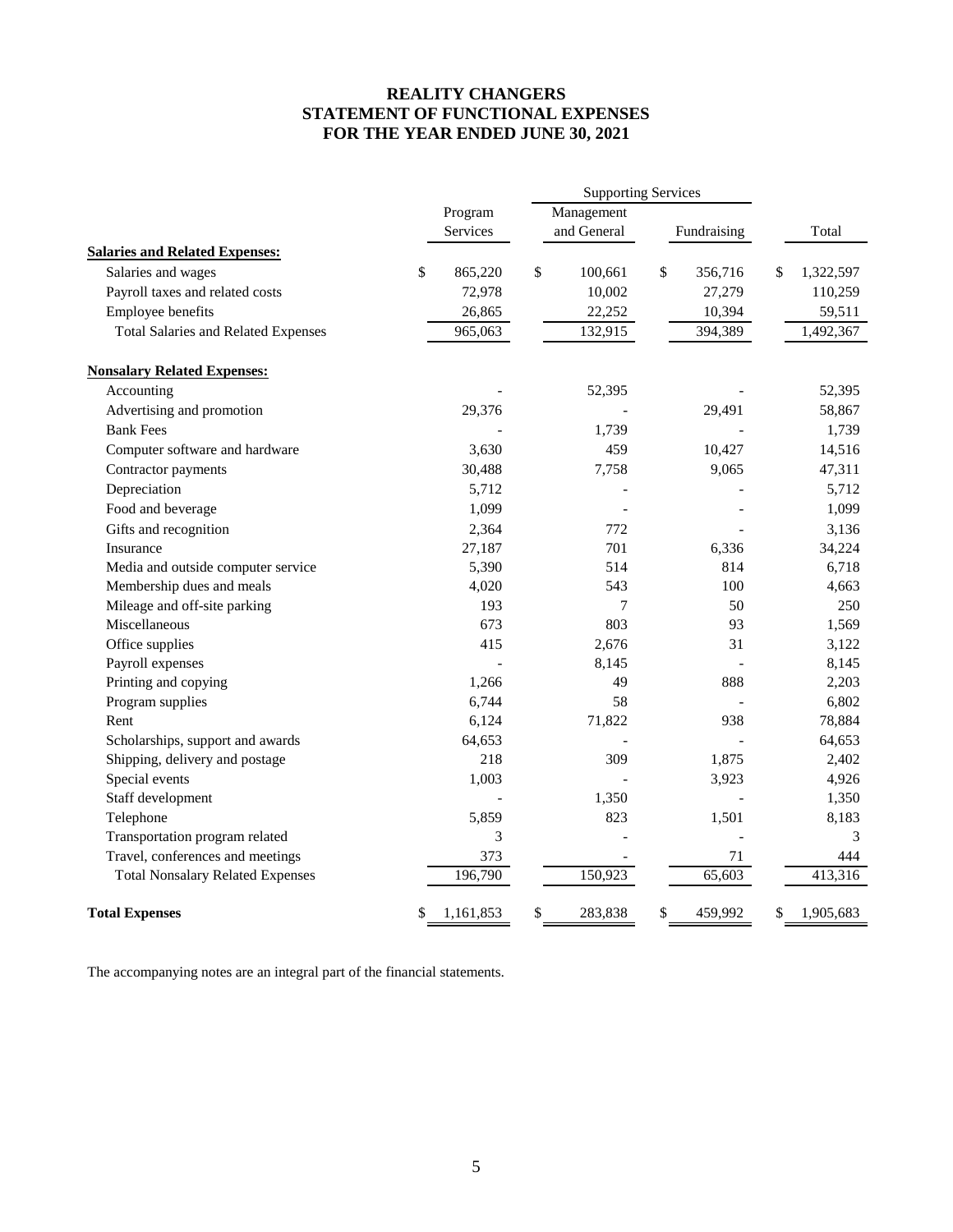# REALITY CHANGERS
# STATEMENT OF FUNCTIONAL EXPENSES
# FOR THE YEAR ENDED JUNE 30, 2021

| | Program Services | Supporting Services: Management and General | Supporting Services: Fundraising | Total |
|---|---|---|---|---|
| **Salaries and Related Expenses:** | | | | |
| Salaries and wages | $ 865,220 | $ 100,661 | $ 356,716 | $ 1,322,597 |
| Payroll taxes and related costs | 72,978 | 10,002 | 27,279 | 110,259 |
| Employee benefits | 26,865 | 22,252 | 10,394 | 59,511 |
| Total Salaries and Related Expenses | 965,063 | 132,915 | 394,389 | 1,492,367 |
| **Nonsalary Related Expenses:** | | | | |
| Accounting | - | 52,395 | - | 52,395 |
| Advertising and promotion | 29,376 | - | 29,491 | 58,867 |
| Bank Fees | - | 1,739 | - | 1,739 |
| Computer software and hardware | 3,630 | 459 | 10,427 | 14,516 |
| Contractor payments | 30,488 | 7,758 | 9,065 | 47,311 |
| Depreciation | 5,712 | - | - | 5,712 |
| Food and beverage | 1,099 | - | - | 1,099 |
| Gifts and recognition | 2,364 | 772 | - | 3,136 |
| Insurance | 27,187 | 701 | 6,336 | 34,224 |
| Media and outside computer service | 5,390 | 514 | 814 | 6,718 |
| Membership dues and meals | 4,020 | 543 | 100 | 4,663 |
| Mileage and off-site parking | 193 | 7 | 50 | 250 |
| Miscellaneous | 673 | 803 | 93 | 1,569 |
| Office supplies | 415 | 2,676 | 31 | 3,122 |
| Payroll expenses | - | 8,145 | - | 8,145 |
| Printing and copying | 1,266 | 49 | 888 | 2,203 |
| Program supplies | 6,744 | 58 | - | 6,802 |
| Rent | 6,124 | 71,822 | 938 | 78,884 |
| Scholarships, support and awards | 64,653 | - | - | 64,653 |
| Shipping, delivery and postage | 218 | 309 | 1,875 | 2,402 |
| Special events | 1,003 | - | 3,923 | 4,926 |
| Staff development | - | 1,350 | - | 1,350 |
| Telephone | 5,859 | 823 | 1,501 | 8,183 |
| Transportation program related | 3 | - | - | 3 |
| Travel, conferences and meetings | 373 | - | 71 | 444 |
| Total Nonsalary Related Expenses | 196,790 | 150,923 | 65,603 | 413,316 |
| **Total Expenses** | $ 1,161,853 | $ 283,838 | $ 459,992 | $ 1,905,683 |

The accompanying notes are an integral part of the financial statements.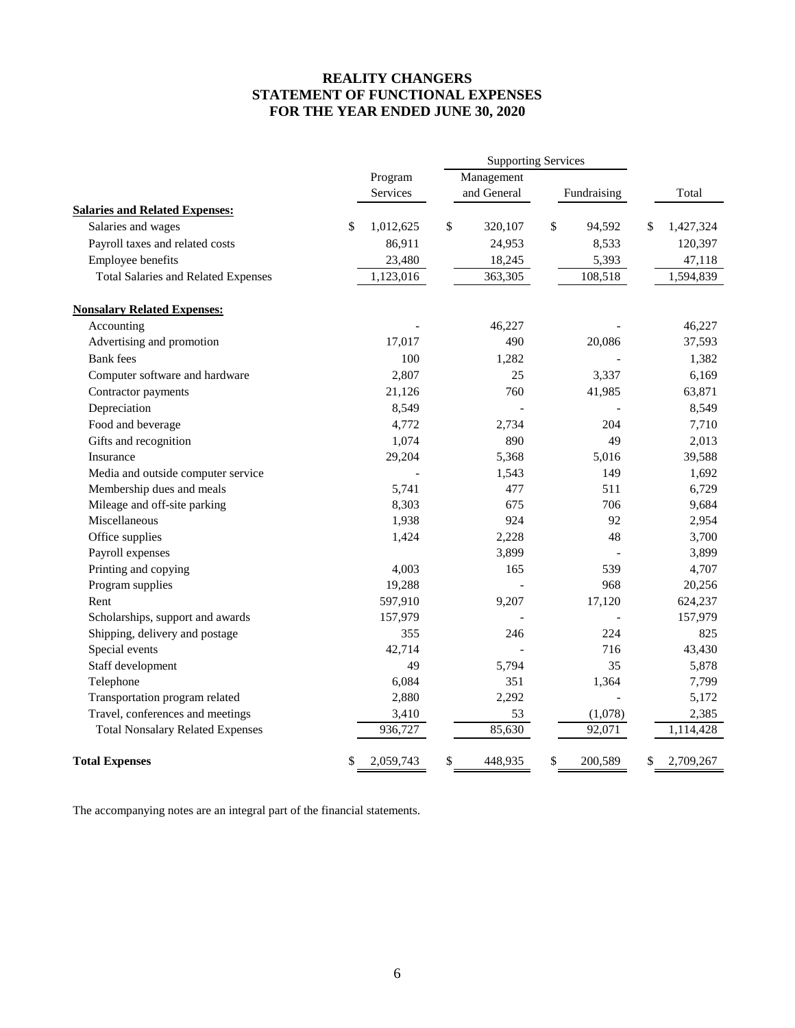# REALITY CHANGERS
# STATEMENT OF FUNCTIONAL EXPENSES
# FOR THE YEAR ENDED JUNE 30, 2020

| | | Supporting Services | | |
|---|---|---|---|---|
| | Program Services | Management and General | Fundraising | Total |
| **Salaries and Related Expenses:** | | | | |
| Salaries and wages | $ 1,012,625 | $ 320,107 | $ 94,592 | $ 1,427,324 |
| Payroll taxes and related costs | 86,911 | 24,953 | 8,533 | 120,397 |
| Employee benefits | 23,480 | 18,245 | 5,393 | 47,118 |
| Total Salaries and Related Expenses | 1,123,016 | 363,305 | 108,518 | 1,594,839 |
| **Nonsalary Related Expenses:** | | | | |
| Accounting | - | 46,227 | - | 46,227 |
| Advertising and promotion | 17,017 | 490 | 20,086 | 37,593 |
| Bank fees | 100 | 1,282 | - | 1,382 |
| Computer software and hardware | 2,807 | 25 | 3,337 | 6,169 |
| Contractor payments | 21,126 | 760 | 41,985 | 63,871 |
| Depreciation | 8,549 | - | - | 8,549 |
| Food and beverage | 4,772 | 2,734 | 204 | 7,710 |
| Gifts and recognition | 1,074 | 890 | 49 | 2,013 |
| Insurance | 29,204 | 5,368 | 5,016 | 39,588 |
| Media and outside computer service | - | 1,543 | 149 | 1,692 |
| Membership dues and meals | 5,741 | 477 | 511 | 6,729 |
| Mileage and off-site parking | 8,303 | 675 | 706 | 9,684 |
| Miscellaneous | 1,938 | 924 | 92 | 2,954 |
| Office supplies | 1,424 | 2,228 | 48 | 3,700 |
| Payroll expenses | | 3,899 | - | 3,899 |
| Printing and copying | 4,003 | 165 | 539 | 4,707 |
| Program supplies | 19,288 | - | 968 | 20,256 |
| Rent | 597,910 | 9,207 | 17,120 | 624,237 |
| Scholarships, support and awards | 157,979 | - | - | 157,979 |
| Shipping, delivery and postage | 355 | 246 | 224 | 825 |
| Special events | 42,714 | - | 716 | 43,430 |
| Staff development | 49 | 5,794 | 35 | 5,878 |
| Telephone | 6,084 | 351 | 1,364 | 7,799 |
| Transportation program related | 2,880 | 2,292 | - | 5,172 |
| Travel, conferences and meetings | 3,410 | 53 | (1,078) | 2,385 |
| Total Nonsalary Related Expenses | 936,727 | 85,630 | 92,071 | 1,114,428 |
| **Total Expenses** | $ 2,059,743 | $ 448,935 | $ 200,589 | $ 2,709,267 |

The accompanying notes are an integral part of the financial statements.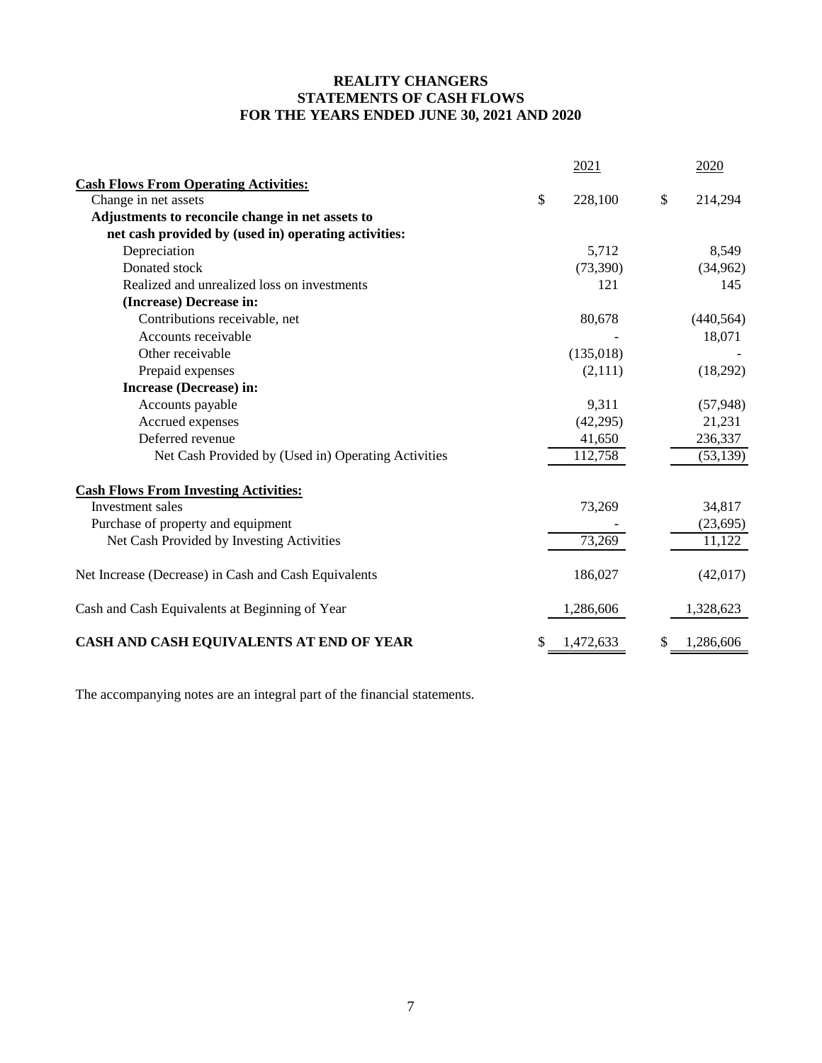# REALITY CHANGERS
## STATEMENTS OF CASH FLOWS
### FOR THE YEARS ENDED JUNE 30, 2021 AND 2020

| | 2021 | 2020 |
|---|---|---|
| **Cash Flows From Operating Activities:** | | |
| Change in net assets | $ 228,100 | $ 214,294 |
| **Adjustments to reconcile change in net assets to net cash provided by (used in) operating activities:** | | |
| Depreciation | 5,712 | 8,549 |
| Donated stock | (73,390) | (34,962) |
| Realized and unrealized loss on investments | 121 | 145 |
| **(Increase) Decrease in:** | | |
| Contributions receivable, net | 80,678 | (440,564) |
| Accounts receivable | - | 18,071 |
| Other receivable | (135,018) | - |
| Prepaid expenses | (2,111) | (18,292) |
| **Increase (Decrease) in:** | | |
| Accounts payable | 9,311 | (57,948) |
| Accrued expenses | (42,295) | 21,231 |
| Deferred revenue | 41,650 | 236,337 |
| Net Cash Provided by (Used in) Operating Activities | 112,758 | (53,139) |
| **Cash Flows From Investing Activities:** | | |
| Investment sales | 73,269 | 34,817 |
| Purchase of property and equipment | - | (23,695) |
| Net Cash Provided by Investing Activities | 73,269 | 11,122 |
| Net Increase (Decrease) in Cash and Cash Equivalents | 186,027 | (42,017) |
| Cash and Cash Equivalents at Beginning of Year | 1,286,606 | 1,328,623 |
| **CASH AND CASH EQUIVALENTS AT END OF YEAR** | $ 1,472,633 | $ 1,286,606 |

The accompanying notes are an integral part of the financial statements.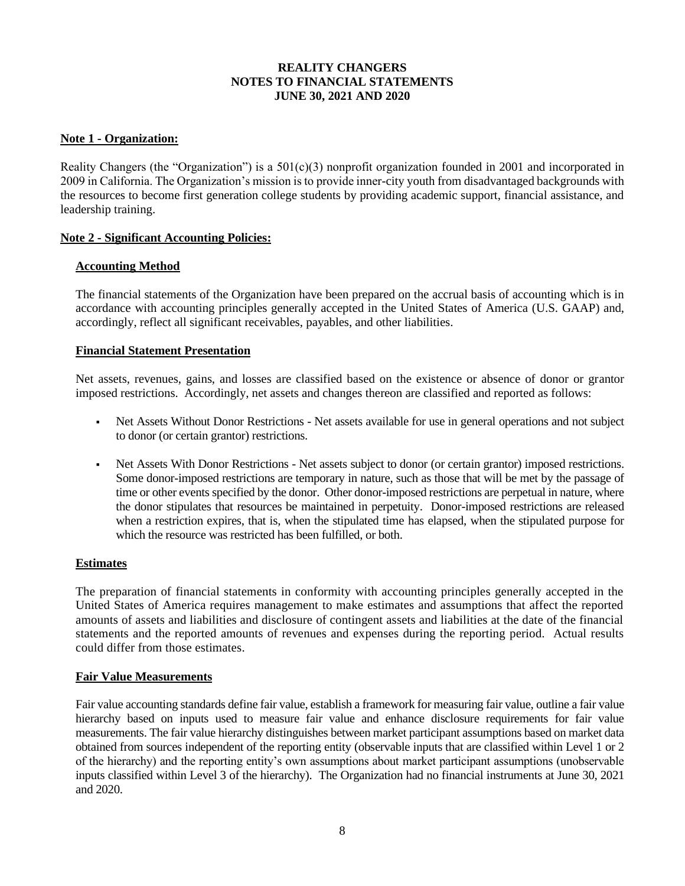# REALITY CHANGERS
## NOTES TO FINANCIAL STATEMENTS
## JUNE 30, 2021 AND 2020

### Note 1 - Organization:

Reality Changers (the "Organization") is a 501(c)(3) nonprofit organization founded in 2001 and incorporated in 2009 in California. The Organization's mission is to provide inner-city youth from disadvantaged backgrounds with the resources to become first generation college students by providing academic support, financial assistance, and leadership training.

### Note 2 - Significant Accounting Policies:

#### Accounting Method

The financial statements of the Organization have been prepared on the accrual basis of accounting which is in accordance with accounting principles generally accepted in the United States of America (U.S. GAAP) and, accordingly, reflect all significant receivables, payables, and other liabilities.

#### Financial Statement Presentation

Net assets, revenues, gains, and losses are classified based on the existence or absence of donor or grantor imposed restrictions. Accordingly, net assets and changes thereon are classified and reported as follows:

- Net Assets Without Donor Restrictions - Net assets available for use in general operations and not subject to donor (or certain grantor) restrictions.
- Net Assets With Donor Restrictions - Net assets subject to donor (or certain grantor) imposed restrictions. Some donor-imposed restrictions are temporary in nature, such as those that will be met by the passage of time or other events specified by the donor. Other donor-imposed restrictions are perpetual in nature, where the donor stipulates that resources be maintained in perpetuity. Donor-imposed restrictions are released when a restriction expires, that is, when the stipulated time has elapsed, when the stipulated purpose for which the resource was restricted has been fulfilled, or both.

#### Estimates

The preparation of financial statements in conformity with accounting principles generally accepted in the United States of America requires management to make estimates and assumptions that affect the reported amounts of assets and liabilities and disclosure of contingent assets and liabilities at the date of the financial statements and the reported amounts of revenues and expenses during the reporting period. Actual results could differ from those estimates.

#### Fair Value Measurements

Fair value accounting standards define fair value, establish a framework for measuring fair value, outline a fair value hierarchy based on inputs used to measure fair value and enhance disclosure requirements for fair value measurements. The fair value hierarchy distinguishes between market participant assumptions based on market data obtained from sources independent of the reporting entity (observable inputs that are classified within Level 1 or 2 of the hierarchy) and the reporting entity's own assumptions about market participant assumptions (unobservable inputs classified within Level 3 of the hierarchy). The Organization had no financial instruments at June 30, 2021 and 2020.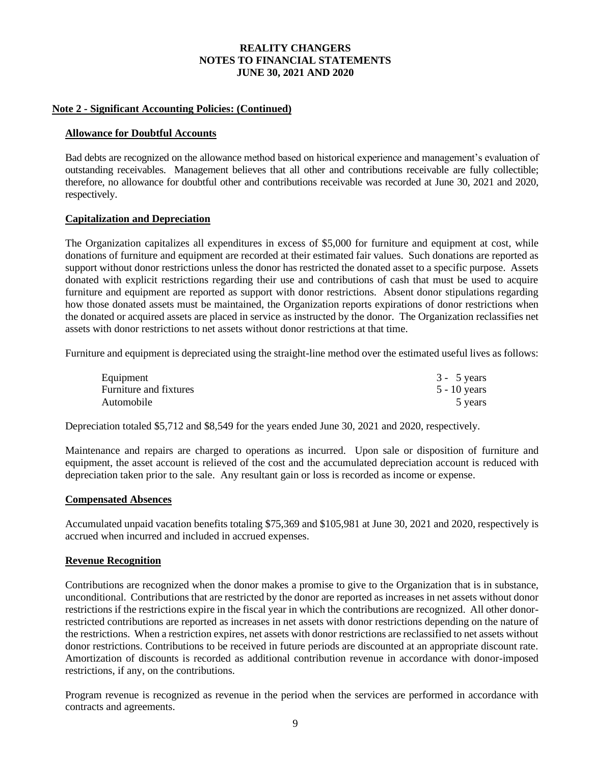**REALITY CHANGERS**
**NOTES TO FINANCIAL STATEMENTS**
**JUNE 30, 2021 AND 2020**

## Note 2 - Significant Accounting Policies: (Continued)

### Allowance for Doubtful Accounts

Bad debts are recognized on the allowance method based on historical experience and management's evaluation of outstanding receivables. Management believes that all other and contributions receivable are fully collectible; therefore, no allowance for doubtful other and contributions receivable was recorded at June 30, 2021 and 2020, respectively.

### Capitalization and Depreciation

The Organization capitalizes all expenditures in excess of $5,000 for furniture and equipment at cost, while donations of furniture and equipment are recorded at their estimated fair values. Such donations are reported as support without donor restrictions unless the donor has restricted the donated asset to a specific purpose. Assets donated with explicit restrictions regarding their use and contributions of cash that must be used to acquire furniture and equipment are reported as support with donor restrictions. Absent donor stipulations regarding how those donated assets must be maintained, the Organization reports expirations of donor restrictions when the donated or acquired assets are placed in service as instructed by the donor. The Organization reclassifies net assets with donor restrictions to net assets without donor restrictions at that time.

Furniture and equipment is depreciated using the straight-line method over the estimated useful lives as follows:

| | |
|---|---|
| Equipment | 3 - 5 years |
| Furniture and fixtures | 5 - 10 years |
| Automobile | 5 years |

Depreciation totaled $5,712 and $8,549 for the years ended June 30, 2021 and 2020, respectively.

Maintenance and repairs are charged to operations as incurred. Upon sale or disposition of furniture and equipment, the asset account is relieved of the cost and the accumulated depreciation account is reduced with depreciation taken prior to the sale. Any resultant gain or loss is recorded as income or expense.

### Compensated Absences

Accumulated unpaid vacation benefits totaling $75,369 and $105,981 at June 30, 2021 and 2020, respectively is accrued when incurred and included in accrued expenses.

### Revenue Recognition

Contributions are recognized when the donor makes a promise to give to the Organization that is in substance, unconditional. Contributions that are restricted by the donor are reported as increases in net assets without donor restrictions if the restrictions expire in the fiscal year in which the contributions are recognized. All other donor-restricted contributions are reported as increases in net assets with donor restrictions depending on the nature of the restrictions. When a restriction expires, net assets with donor restrictions are reclassified to net assets without donor restrictions. Contributions to be received in future periods are discounted at an appropriate discount rate. Amortization of discounts is recorded as additional contribution revenue in accordance with donor-imposed restrictions, if any, on the contributions.

Program revenue is recognized as revenue in the period when the services are performed in accordance with contracts and agreements.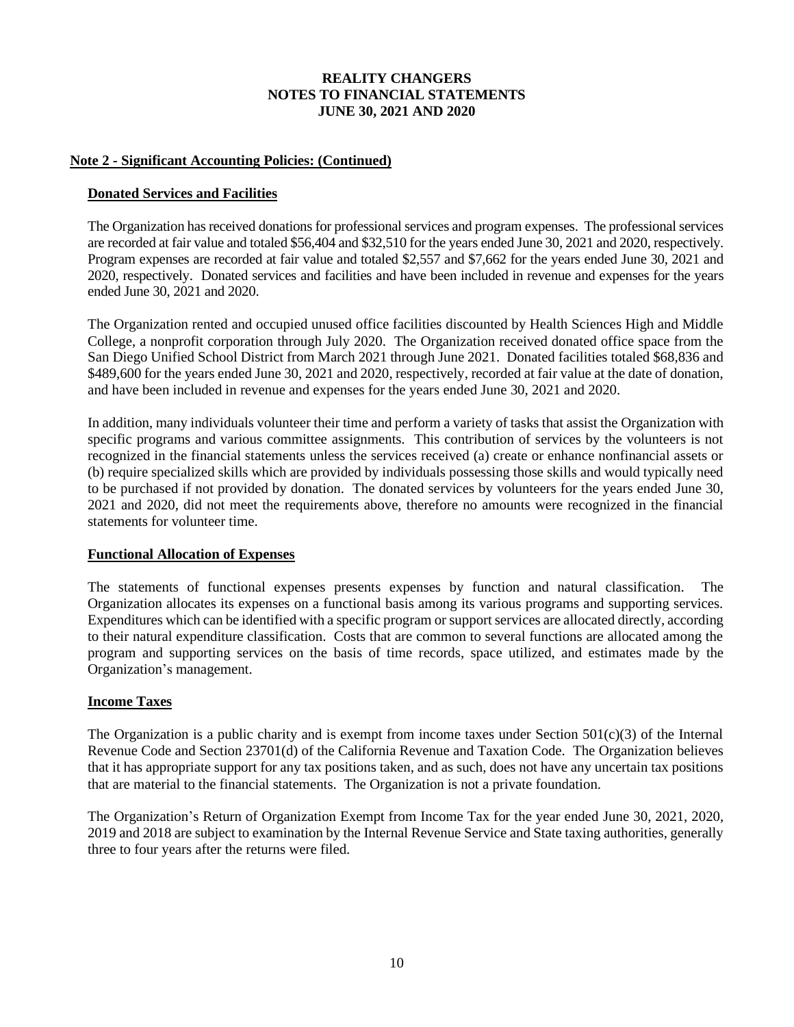**REALITY CHANGERS**
**NOTES TO FINANCIAL STATEMENTS**
**JUNE 30, 2021 AND 2020**

## Note 2 - Significant Accounting Policies: (Continued)

### Donated Services and Facilities

The Organization has received donations for professional services and program expenses. The professional services are recorded at fair value and totaled \$56,404 and \$32,510 for the years ended June 30, 2021 and 2020, respectively. Program expenses are recorded at fair value and totaled \$2,557 and \$7,662 for the years ended June 30, 2021 and 2020, respectively. Donated services and facilities and have been included in revenue and expenses for the years ended June 30, 2021 and 2020.

The Organization rented and occupied unused office facilities discounted by Health Sciences High and Middle College, a nonprofit corporation through July 2020. The Organization received donated office space from the San Diego Unified School District from March 2021 through June 2021. Donated facilities totaled \$68,836 and \$489,600 for the years ended June 30, 2021 and 2020, respectively, recorded at fair value at the date of donation, and have been included in revenue and expenses for the years ended June 30, 2021 and 2020.

In addition, many individuals volunteer their time and perform a variety of tasks that assist the Organization with specific programs and various committee assignments. This contribution of services by the volunteers is not recognized in the financial statements unless the services received (a) create or enhance nonfinancial assets or (b) require specialized skills which are provided by individuals possessing those skills and would typically need to be purchased if not provided by donation. The donated services by volunteers for the years ended June 30, 2021 and 2020, did not meet the requirements above, therefore no amounts were recognized in the financial statements for volunteer time.

### Functional Allocation of Expenses

The statements of functional expenses presents expenses by function and natural classification. The Organization allocates its expenses on a functional basis among its various programs and supporting services. Expenditures which can be identified with a specific program or support services are allocated directly, according to their natural expenditure classification. Costs that are common to several functions are allocated among the program and supporting services on the basis of time records, space utilized, and estimates made by the Organization's management.

### Income Taxes

The Organization is a public charity and is exempt from income taxes under Section 501(c)(3) of the Internal Revenue Code and Section 23701(d) of the California Revenue and Taxation Code. The Organization believes that it has appropriate support for any tax positions taken, and as such, does not have any uncertain tax positions that are material to the financial statements. The Organization is not a private foundation.

The Organization's Return of Organization Exempt from Income Tax for the year ended June 30, 2021, 2020, 2019 and 2018 are subject to examination by the Internal Revenue Service and State taxing authorities, generally three to four years after the returns were filed.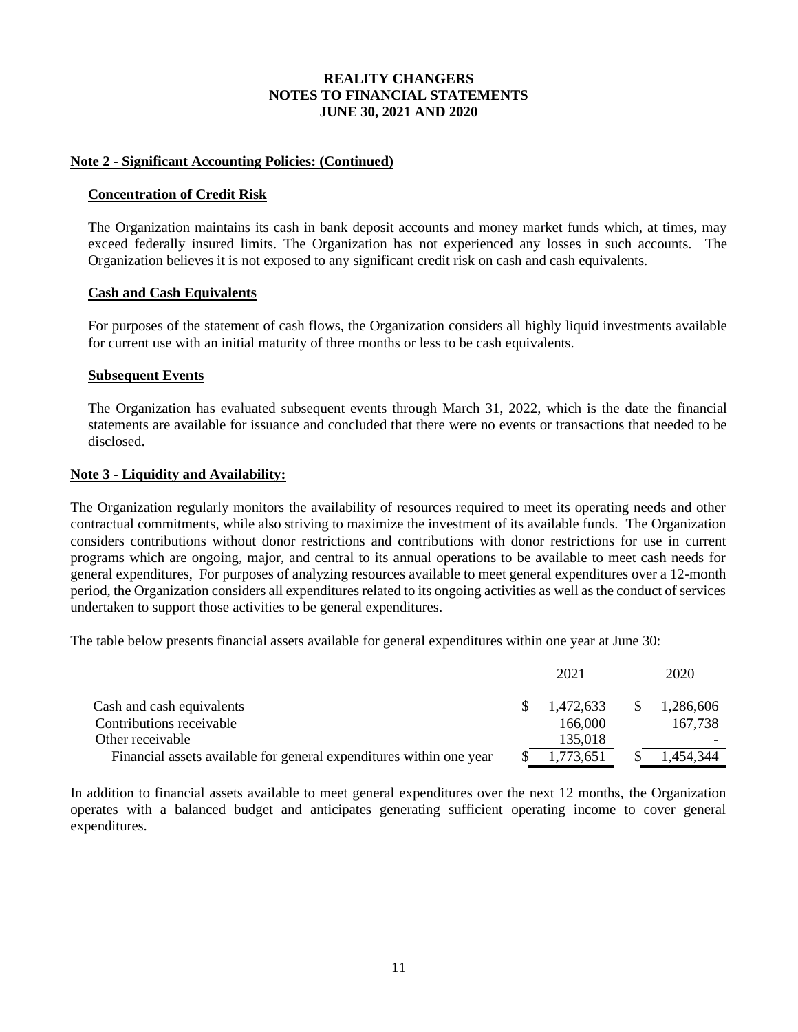# REALITY CHANGERS
# NOTES TO FINANCIAL STATEMENTS
# JUNE 30, 2021 AND 2020

## Note 2 - Significant Accounting Policies: (Continued)

### Concentration of Credit Risk

The Organization maintains its cash in bank deposit accounts and money market funds which, at times, may exceed federally insured limits. The Organization has not experienced any losses in such accounts. The Organization believes it is not exposed to any significant credit risk on cash and cash equivalents.

### Cash and Cash Equivalents

For purposes of the statement of cash flows, the Organization considers all highly liquid investments available for current use with an initial maturity of three months or less to be cash equivalents.

### Subsequent Events

The Organization has evaluated subsequent events through March 31, 2022, which is the date the financial statements are available for issuance and concluded that there were no events or transactions that needed to be disclosed.

## Note 3 - Liquidity and Availability:

The Organization regularly monitors the availability of resources required to meet its operating needs and other contractual commitments, while also striving to maximize the investment of its available funds. The Organization considers contributions without donor restrictions and contributions with donor restrictions for use in current programs which are ongoing, major, and central to its annual operations to be available to meet cash needs for general expenditures, For purposes of analyzing resources available to meet general expenditures over a 12-month period, the Organization considers all expenditures related to its ongoing activities as well as the conduct of services undertaken to support those activities to be general expenditures.

The table below presents financial assets available for general expenditures within one year at June 30:

| | 2021 | 2020 |
|---|---|---|
| Cash and cash equivalents | $ 1,472,633 | $ 1,286,606 |
| Contributions receivable | 166,000 | 167,738 |
| Other receivable | 135,018 | - |
| Financial assets available for general expenditures within one year | $ 1,773,651 | $ 1,454,344 |

In addition to financial assets available to meet general expenditures over the next 12 months, the Organization operates with a balanced budget and anticipates generating sufficient operating income to cover general expenditures.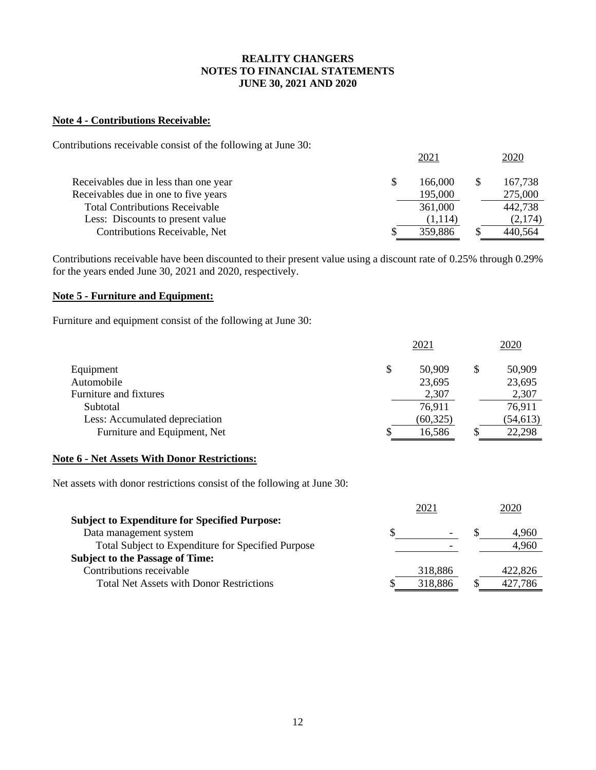**REALITY CHANGERS**
**NOTES TO FINANCIAL STATEMENTS**
**JUNE 30, 2021 AND 2020**

**Note 4 - Contributions Receivable:**

Contributions receivable consist of the following at June 30:

| | 2021 | 2020 |
|---|---|---|
| Receivables due in less than one year | $ 166,000 | $ 167,738 |
| Receivables due in one to five years | 195,000 | 275,000 |
| Total Contributions Receivable | 361,000 | 442,738 |
| Less: Discounts to present value | (1,114) | (2,174) |
| Contributions Receivable, Net | $ 359,886 | $ 440,564 |

Contributions receivable have been discounted to their present value using a discount rate of 0.25% through 0.29% for the years ended June 30, 2021 and 2020, respectively.

**Note 5 - Furniture and Equipment:**

Furniture and equipment consist of the following at June 30:

| | 2021 | 2020 |
|---|---|---|
| Equipment | $ 50,909 | $ 50,909 |
| Automobile | 23,695 | 23,695 |
| Furniture and fixtures | 2,307 | 2,307 |
| Subtotal | 76,911 | 76,911 |
| Less: Accumulated depreciation | (60,325) | (54,613) |
| Furniture and Equipment, Net | $ 16,586 | $ 22,298 |

**Note 6 - Net Assets With Donor Restrictions:**

Net assets with donor restrictions consist of the following at June 30:

| | 2021 | 2020 |
|---|---|---|
| **Subject to Expenditure for Specified Purpose:** | | |
| Data management system | $ - | $ 4,960 |
| Total Subject to Expenditure for Specified Purpose | - | 4,960 |
| **Subject to the Passage of Time:** | | |
| Contributions receivable | 318,886 | 422,826 |
| Total Net Assets with Donor Restrictions | $ 318,886 | $ 427,786 |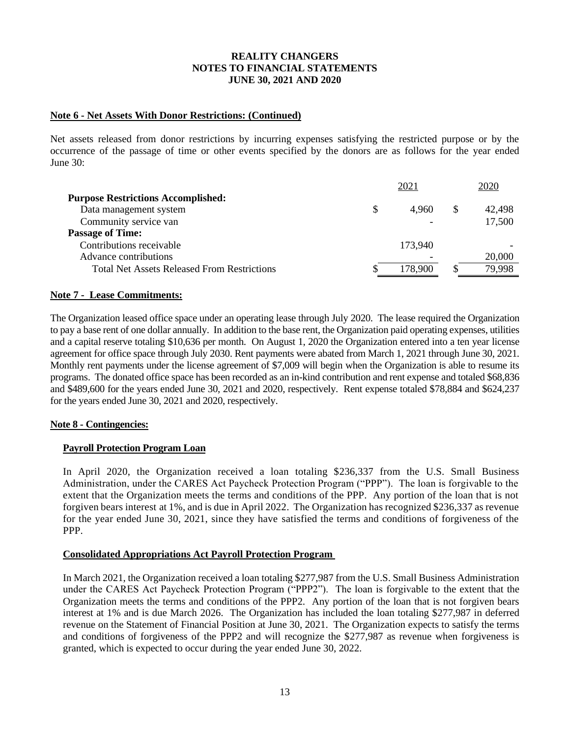# REALITY CHANGERS
# NOTES TO FINANCIAL STATEMENTS
# JUNE 30, 2021 AND 2020

## Note 6 - Net Assets With Donor Restrictions: (Continued)

Net assets released from donor restrictions by incurring expenses satisfying the restricted purpose or by the occurrence of the passage of time or other events specified by the donors are as follows for the year ended June 30:

| | 2021 | 2020 |
|---|---|---|
| **Purpose Restrictions Accomplished:** | | |
| Data management system | $ 4,960 | $ 42,498 |
| Community service van | - | 17,500 |
| **Passage of Time:** | | |
| Contributions receivable | 173,940 | - |
| Advance contributions | - | 20,000 |
| Total Net Assets Released From Restrictions | $ 178,900 | $ 79,998 |

## Note 7 - Lease Commitments:

The Organization leased office space under an operating lease through July 2020. The lease required the Organization to pay a base rent of one dollar annually. In addition to the base rent, the Organization paid operating expenses, utilities and a capital reserve totaling $10,636 per month. On August 1, 2020 the Organization entered into a ten year license agreement for office space through July 2030. Rent payments were abated from March 1, 2021 through June 30, 2021. Monthly rent payments under the license agreement of $7,009 will begin when the Organization is able to resume its programs. The donated office space has been recorded as an in-kind contribution and rent expense and totaled $68,836 and $489,600 for the years ended June 30, 2021 and 2020, respectively. Rent expense totaled $78,884 and $624,237 for the years ended June 30, 2021 and 2020, respectively.

## Note 8 - Contingencies:

### Payroll Protection Program Loan

In April 2020, the Organization received a loan totaling $236,337 from the U.S. Small Business Administration, under the CARES Act Paycheck Protection Program ("PPP"). The loan is forgivable to the extent that the Organization meets the terms and conditions of the PPP. Any portion of the loan that is not forgiven bears interest at 1%, and is due in April 2022. The Organization has recognized $236,337 as revenue for the year ended June 30, 2021, since they have satisfied the terms and conditions of forgiveness of the PPP.

### Consolidated Appropriations Act Payroll Protection Program

In March 2021, the Organization received a loan totaling $277,987 from the U.S. Small Business Administration under the CARES Act Paycheck Protection Program ("PPP2"). The loan is forgivable to the extent that the Organization meets the terms and conditions of the PPP2. Any portion of the loan that is not forgiven bears interest at 1% and is due March 2026. The Organization has included the loan totaling $277,987 in deferred revenue on the Statement of Financial Position at June 30, 2021. The Organization expects to satisfy the terms and conditions of forgiveness of the PPP2 and will recognize the $277,987 as revenue when forgiveness is granted, which is expected to occur during the year ended June 30, 2022.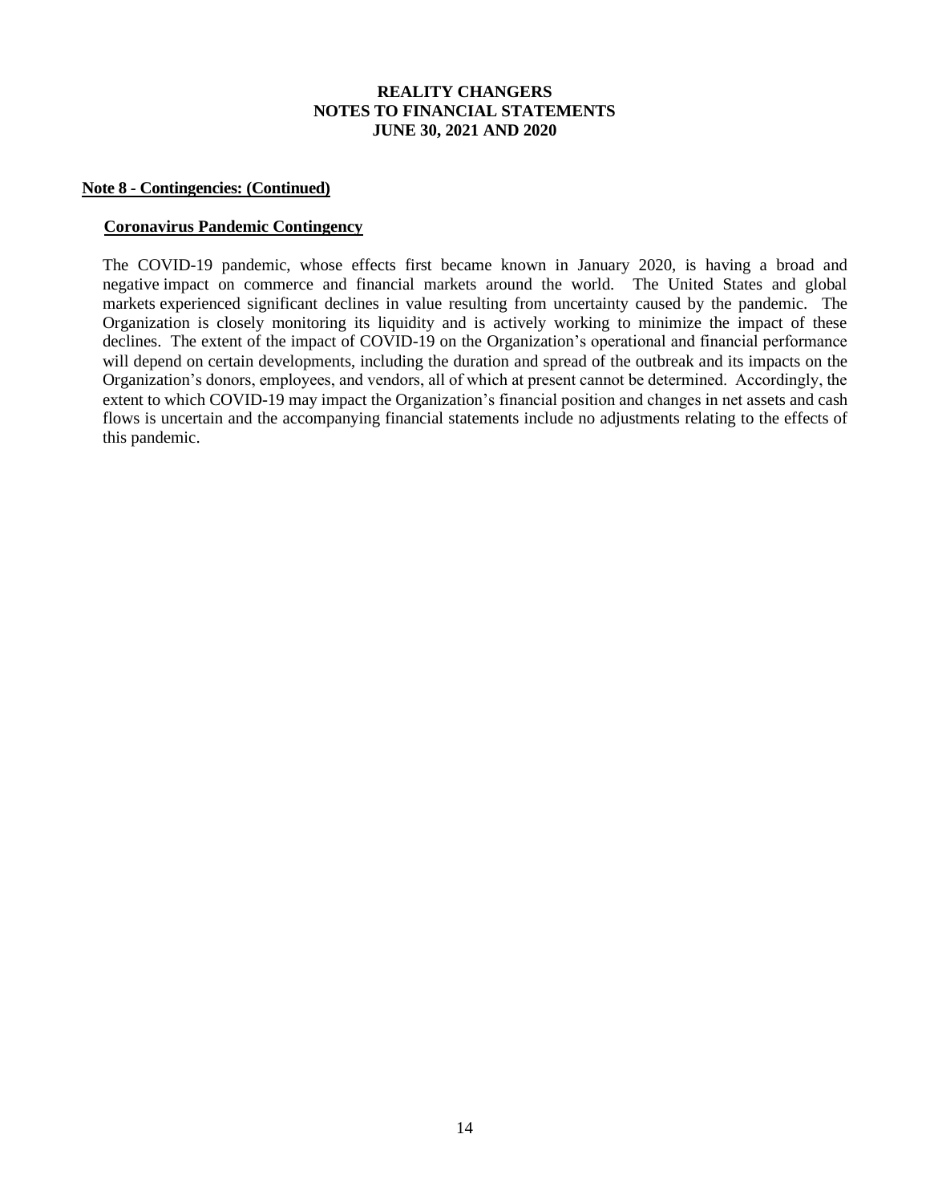**Note 8 - Contingencies: (Continued)**

**Coronavirus Pandemic Contingency**

The COVID-19 pandemic, whose effects first became known in January 2020, is having a broad and negative impact on commerce and financial markets around the world. The United States and global markets experienced significant declines in value resulting from uncertainty caused by the pandemic. The Organization is closely monitoring its liquidity and is actively working to minimize the impact of these declines. The extent of the impact of COVID-19 on the Organization's operational and financial performance will depend on certain developments, including the duration and spread of the outbreak and its impacts on the Organization's donors, employees, and vendors, all of which at present cannot be determined. Accordingly, the extent to which COVID-19 may impact the Organization's financial position and changes in net assets and cash flows is uncertain and the accompanying financial statements include no adjustments relating to the effects of this pandemic.